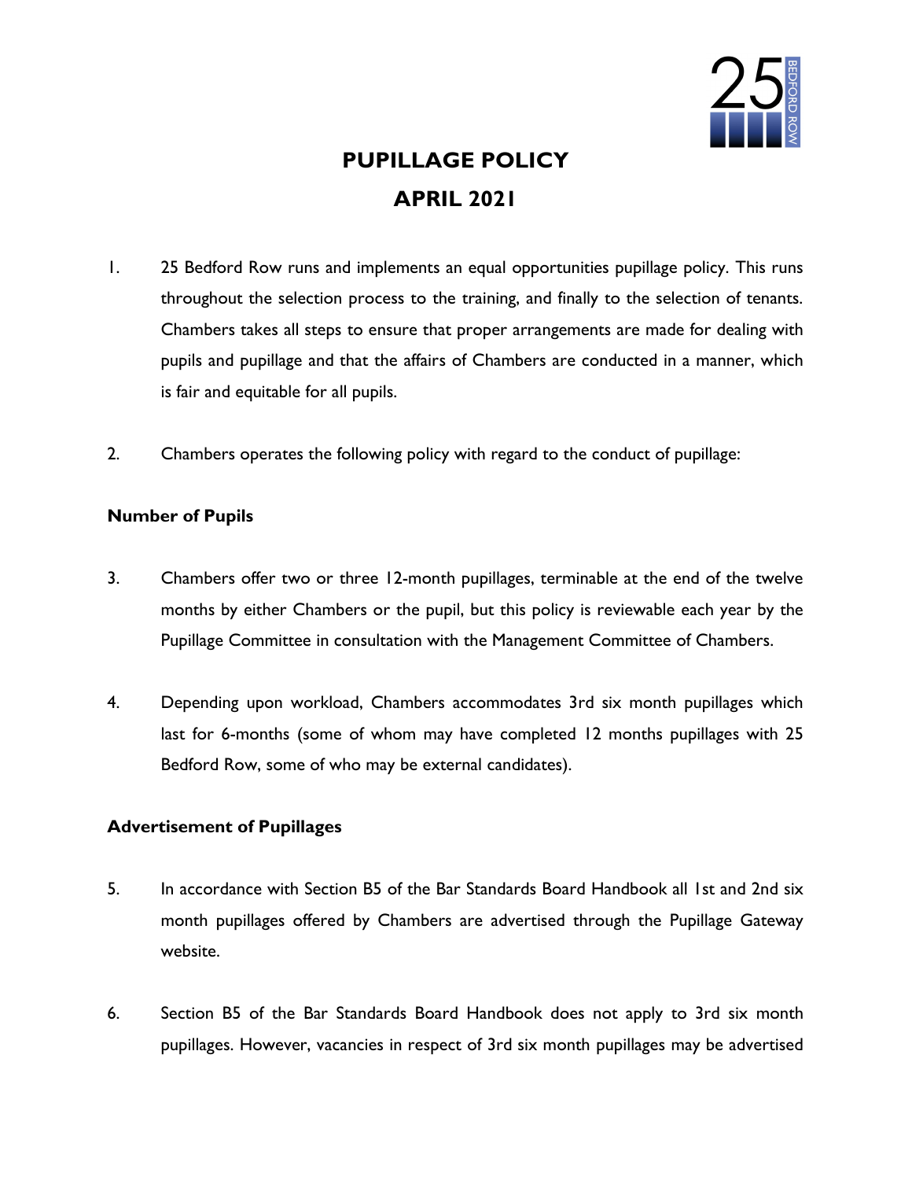# PUPILLAGE POLICY
# APRIL 2021

1. 25 Bedford Row runs and implements an equal opportunities pupillage policy. This runs throughout the selection process to the training, and finally to the selection of tenants. Chambers takes all steps to ensure that proper arrangements are made for dealing with pupils and pupillage and that the affairs of Chambers are conducted in a manner, which is fair and equitable for all pupils.

2. Chambers operates the following policy with regard to the conduct of pupillage:

**Number of Pupils**

3. Chambers offer two or three 12-month pupillages, terminable at the end of the twelve months by either Chambers or the pupil, but this policy is reviewable each year by the Pupillage Committee in consultation with the Management Committee of Chambers.

4. Depending upon workload, Chambers accommodates 3rd six month pupillages which last for 6-months (some of whom may have completed 12 months pupillages with 25 Bedford Row, some of who may be external candidates).

**Advertisement of Pupillages**

5. In accordance with Section B5 of the Bar Standards Board Handbook all 1st and 2nd six month pupillages offered by Chambers are advertised through the Pupillage Gateway website.

6. Section B5 of the Bar Standards Board Handbook does not apply to 3rd six month pupillages. However, vacancies in respect of 3rd six month pupillages may be advertised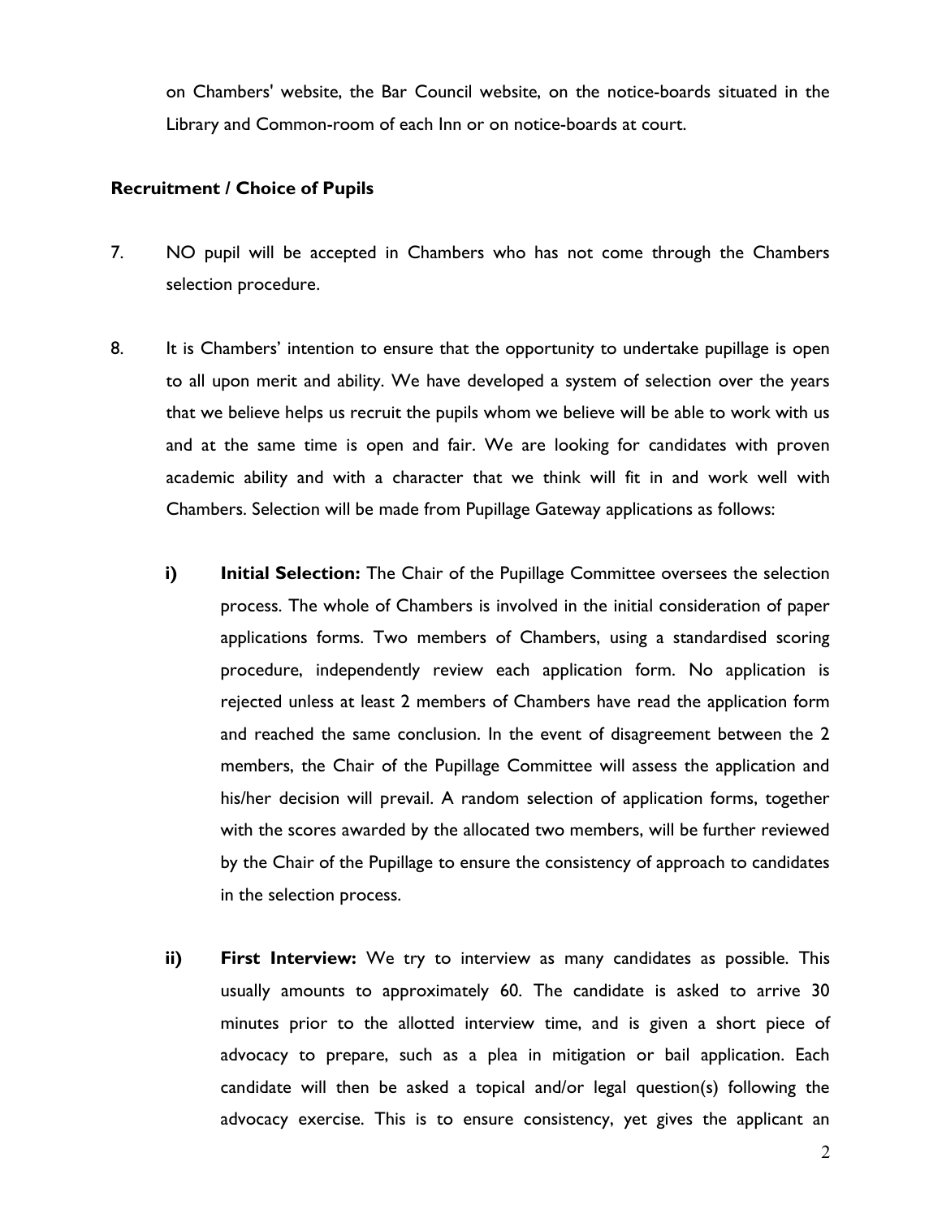on Chambers' website, the Bar Council website, on the notice-boards situated in the Library and Common-room of each Inn or on notice-boards at court.

**Recruitment / Choice of Pupils**

7. NO pupil will be accepted in Chambers who has not come through the Chambers selection procedure.

8. It is Chambers' intention to ensure that the opportunity to undertake pupillage is open to all upon merit and ability. We have developed a system of selection over the years that we believe helps us recruit the pupils whom we believe will be able to work with us and at the same time is open and fair. We are looking for candidates with proven academic ability and with a character that we think will fit in and work well with Chambers. Selection will be made from Pupillage Gateway applications as follows:

   i) **Initial Selection:** The Chair of the Pupillage Committee oversees the selection process. The whole of Chambers is involved in the initial consideration of paper applications forms. Two members of Chambers, using a standardised scoring procedure, independently review each application form. No application is rejected unless at least 2 members of Chambers have read the application form and reached the same conclusion. In the event of disagreement between the 2 members, the Chair of the Pupillage Committee will assess the application and his/her decision will prevail. A random selection of application forms, together with the scores awarded by the allocated two members, will be further reviewed by the Chair of the Pupillage to ensure the consistency of approach to candidates in the selection process.

   ii) **First Interview:** We try to interview as many candidates as possible. This usually amounts to approximately 60. The candidate is asked to arrive 30 minutes prior to the allotted interview time, and is given a short piece of advocacy to prepare, such as a plea in mitigation or bail application. Each candidate will then be asked a topical and/or legal question(s) following the advocacy exercise. This is to ensure consistency, yet gives the applicant an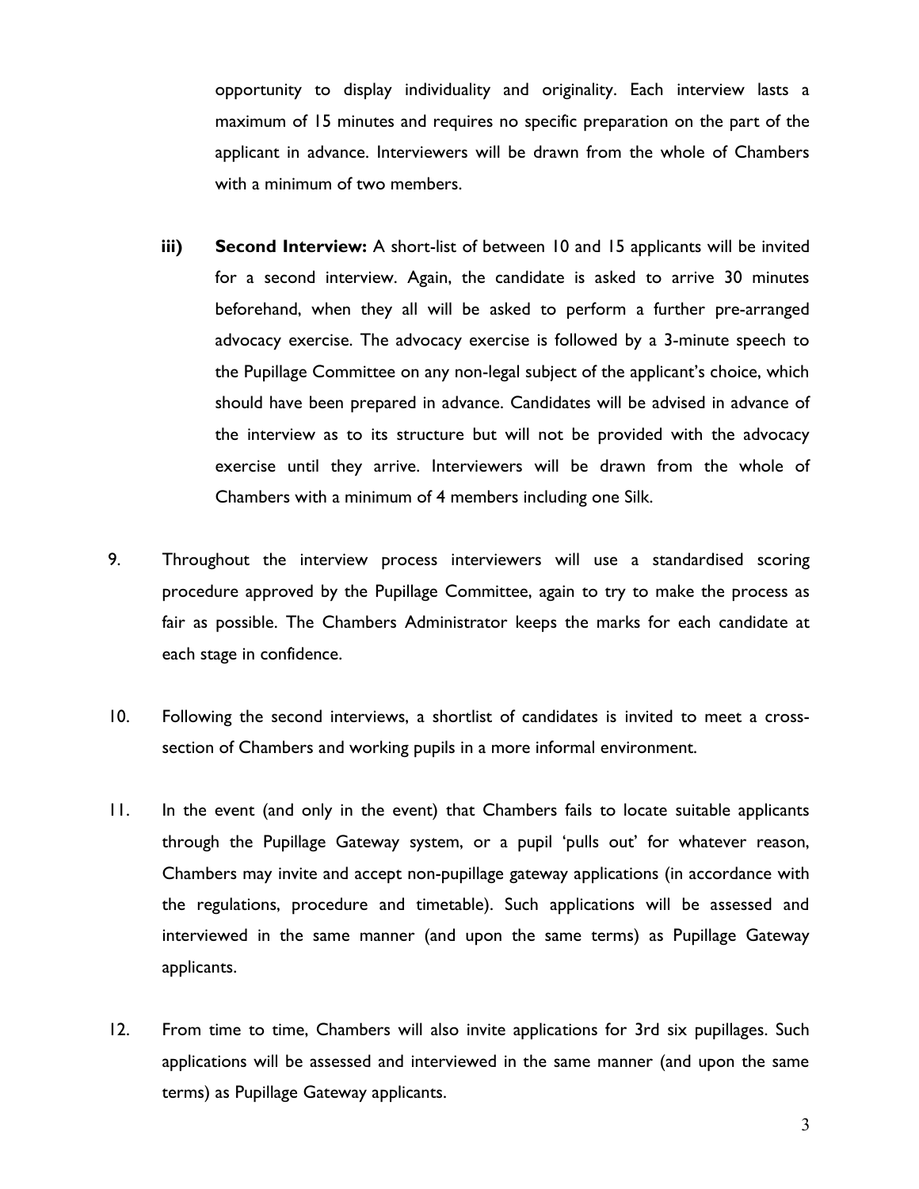opportunity to display individuality and originality. Each interview lasts a maximum of 15 minutes and requires no specific preparation on the part of the applicant in advance. Interviewers will be drawn from the whole of Chambers with a minimum of two members.

**iii) Second Interview:** A short-list of between 10 and 15 applicants will be invited for a second interview. Again, the candidate is asked to arrive 30 minutes beforehand, when they all will be asked to perform a further pre-arranged advocacy exercise. The advocacy exercise is followed by a 3-minute speech to the Pupillage Committee on any non-legal subject of the applicant's choice, which should have been prepared in advance. Candidates will be advised in advance of the interview as to its structure but will not be provided with the advocacy exercise until they arrive. Interviewers will be drawn from the whole of Chambers with a minimum of 4 members including one Silk.

9. Throughout the interview process interviewers will use a standardised scoring procedure approved by the Pupillage Committee, again to try to make the process as fair as possible. The Chambers Administrator keeps the marks for each candidate at each stage in confidence.

10. Following the second interviews, a shortlist of candidates is invited to meet a cross-section of Chambers and working pupils in a more informal environment.

11. In the event (and only in the event) that Chambers fails to locate suitable applicants through the Pupillage Gateway system, or a pupil 'pulls out' for whatever reason, Chambers may invite and accept non-pupillage gateway applications (in accordance with the regulations, procedure and timetable). Such applications will be assessed and interviewed in the same manner (and upon the same terms) as Pupillage Gateway applicants.

12. From time to time, Chambers will also invite applications for 3rd six pupillages. Such applications will be assessed and interviewed in the same manner (and upon the same terms) as Pupillage Gateway applicants.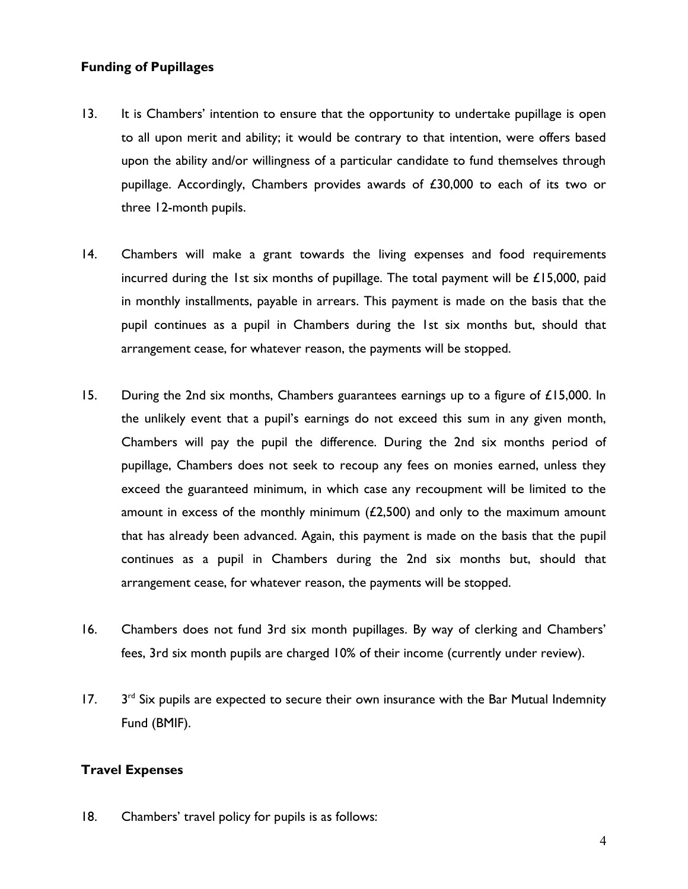**Funding of Pupillages**

13. It is Chambers' intention to ensure that the opportunity to undertake pupillage is open to all upon merit and ability; it would be contrary to that intention, were offers based upon the ability and/or willingness of a particular candidate to fund themselves through pupillage. Accordingly, Chambers provides awards of £30,000 to each of its two or three 12-month pupils.

14. Chambers will make a grant towards the living expenses and food requirements incurred during the 1st six months of pupillage. The total payment will be £15,000, paid in monthly installments, payable in arrears. This payment is made on the basis that the pupil continues as a pupil in Chambers during the 1st six months but, should that arrangement cease, for whatever reason, the payments will be stopped.

15. During the 2nd six months, Chambers guarantees earnings up to a figure of £15,000. In the unlikely event that a pupil's earnings do not exceed this sum in any given month, Chambers will pay the pupil the difference. During the 2nd six months period of pupillage, Chambers does not seek to recoup any fees on monies earned, unless they exceed the guaranteed minimum, in which case any recoupment will be limited to the amount in excess of the monthly minimum (£2,500) and only to the maximum amount that has already been advanced. Again, this payment is made on the basis that the pupil continues as a pupil in Chambers during the 2nd six months but, should that arrangement cease, for whatever reason, the payments will be stopped.

16. Chambers does not fund 3rd six month pupillages. By way of clerking and Chambers' fees, 3rd six month pupils are charged 10% of their income (currently under review).

17. 3rd Six pupils are expected to secure their own insurance with the Bar Mutual Indemnity Fund (BMIF).

**Travel Expenses**

18. Chambers' travel policy for pupils is as follows: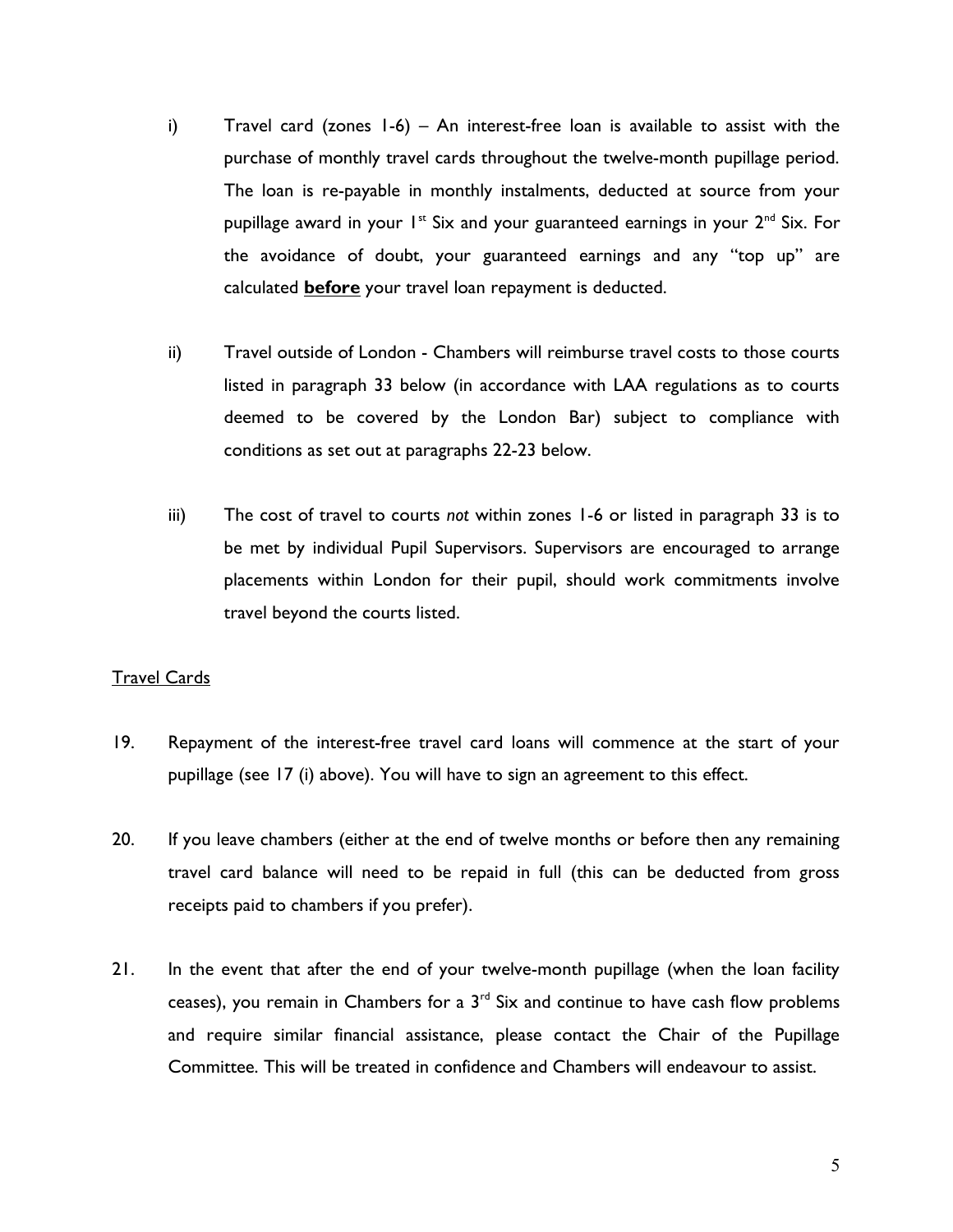i) Travel card (zones 1-6) – An interest-free loan is available to assist with the purchase of monthly travel cards throughout the twelve-month pupillage period. The loan is re-payable in monthly instalments, deducted at source from your pupillage award in your 1st Six and your guaranteed earnings in your 2nd Six. For the avoidance of doubt, your guaranteed earnings and any "top up" are calculated **before** your travel loan repayment is deducted.

ii) Travel outside of London - Chambers will reimburse travel costs to those courts listed in paragraph 33 below (in accordance with LAA regulations as to courts deemed to be covered by the London Bar) subject to compliance with conditions as set out at paragraphs 22-23 below.

iii) The cost of travel to courts *not* within zones 1-6 or listed in paragraph 33 is to be met by individual Pupil Supervisors. Supervisors are encouraged to arrange placements within London for their pupil, should work commitments involve travel beyond the courts listed.

Travel Cards

19. Repayment of the interest-free travel card loans will commence at the start of your pupillage (see 17 (i) above). You will have to sign an agreement to this effect.

20. If you leave chambers (either at the end of twelve months or before then any remaining travel card balance will need to be repaid in full (this can be deducted from gross receipts paid to chambers if you prefer).

21. In the event that after the end of your twelve-month pupillage (when the loan facility ceases), you remain in Chambers for a 3rd Six and continue to have cash flow problems and require similar financial assistance, please contact the Chair of the Pupillage Committee. This will be treated in confidence and Chambers will endeavour to assist.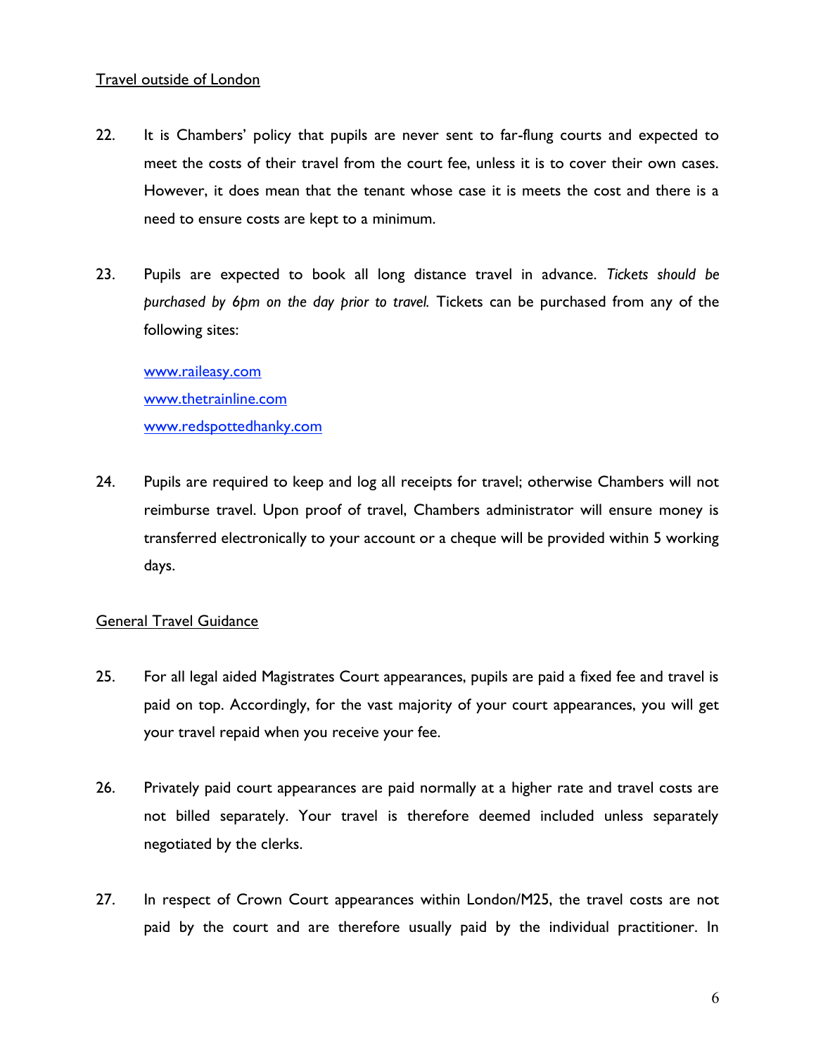Travel outside of London

22. It is Chambers' policy that pupils are never sent to far-flung courts and expected to meet the costs of their travel from the court fee, unless it is to cover their own cases. However, it does mean that the tenant whose case it is meets the cost and there is a need to ensure costs are kept to a minimum.

23. Pupils are expected to book all long distance travel in advance. *Tickets should be purchased by 6pm on the day prior to travel.* Tickets can be purchased from any of the following sites:

    [www.raileasy.com](http://www.raileasy.com)
    [www.thetrainline.com](http://www.thetrainline.com)
    [www.redspottedhanky.com](http://www.redspottedhanky.com)

24. Pupils are required to keep and log all receipts for travel; otherwise Chambers will not reimburse travel. Upon proof of travel, Chambers administrator will ensure money is transferred electronically to your account or a cheque will be provided within 5 working days.

General Travel Guidance

25. For all legal aided Magistrates Court appearances, pupils are paid a fixed fee and travel is paid on top. Accordingly, for the vast majority of your court appearances, you will get your travel repaid when you receive your fee.

26. Privately paid court appearances are paid normally at a higher rate and travel costs are not billed separately. Your travel is therefore deemed included unless separately negotiated by the clerks.

27. In respect of Crown Court appearances within London/M25, the travel costs are not paid by the court and are therefore usually paid by the individual practitioner. In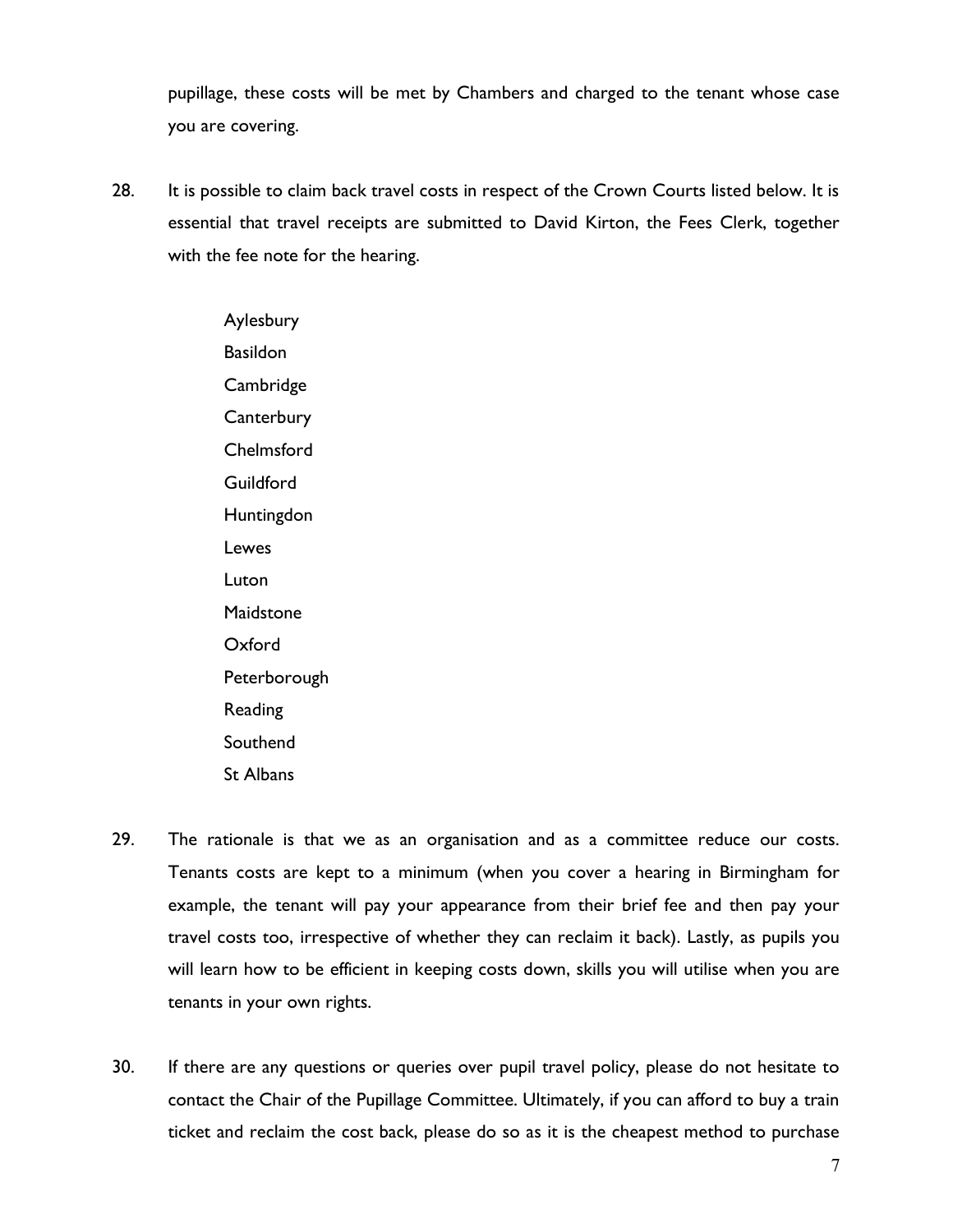pupillage, these costs will be met by Chambers and charged to the tenant whose case you are covering.

28. It is possible to claim back travel costs in respect of the Crown Courts listed below. It is essential that travel receipts are submitted to David Kirton, the Fees Clerk, together with the fee note for the hearing.

    Aylesbury
    Basildon
    Cambridge
    Canterbury
    Chelmsford
    Guildford
    Huntingdon
    Lewes
    Luton
    Maidstone
    Oxford
    Peterborough
    Reading
    Southend
    St Albans

29. The rationale is that we as an organisation and as a committee reduce our costs. Tenants costs are kept to a minimum (when you cover a hearing in Birmingham for example, the tenant will pay your appearance from their brief fee and then pay your travel costs too, irrespective of whether they can reclaim it back). Lastly, as pupils you will learn how to be efficient in keeping costs down, skills you will utilise when you are tenants in your own rights.

30. If there are any questions or queries over pupil travel policy, please do not hesitate to contact the Chair of the Pupillage Committee. Ultimately, if you can afford to buy a train ticket and reclaim the cost back, please do so as it is the cheapest method to purchase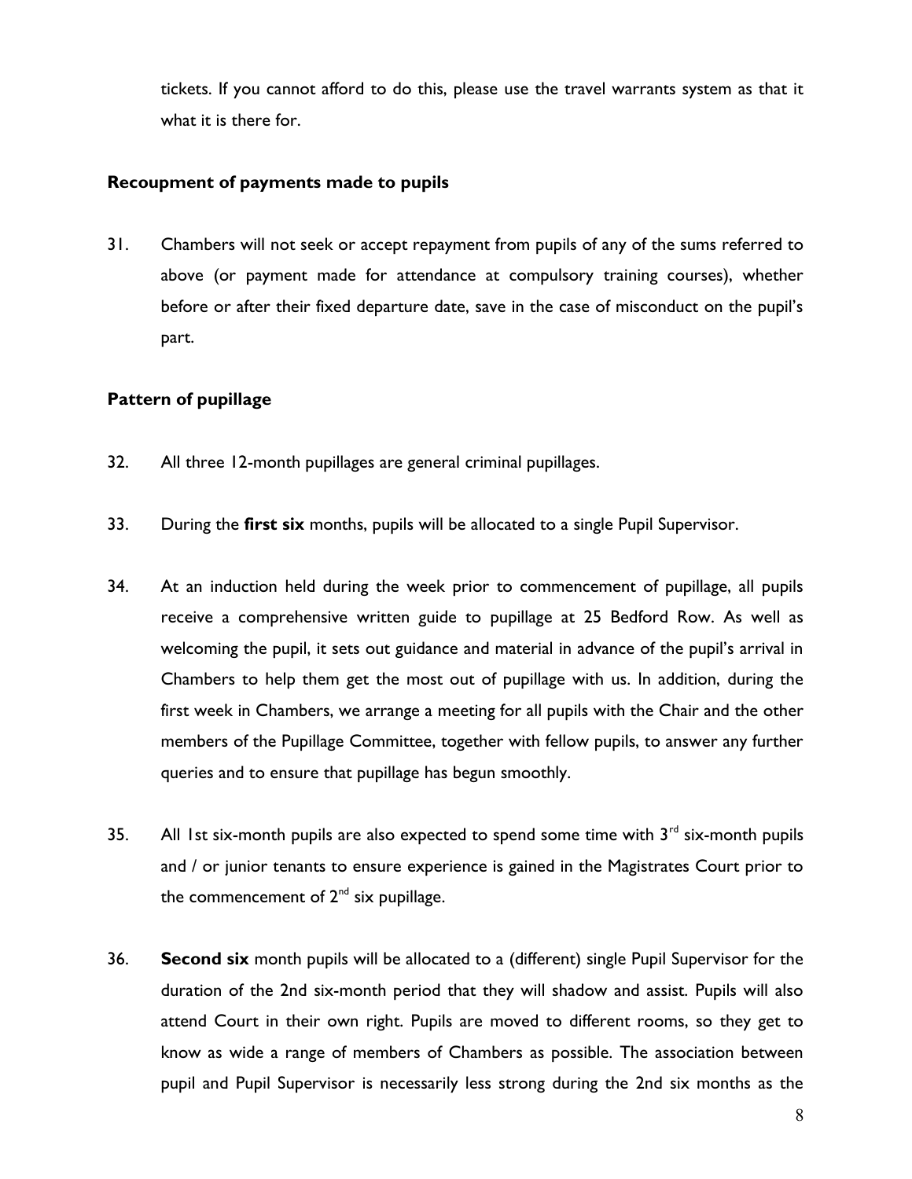tickets. If you cannot afford to do this, please use the travel warrants system as that it what it is there for.

### Recoupment of payments made to pupils

31. Chambers will not seek or accept repayment from pupils of any of the sums referred to above (or payment made for attendance at compulsory training courses), whether before or after their fixed departure date, save in the case of misconduct on the pupil's part.

### Pattern of pupillage

32. All three 12-month pupillages are general criminal pupillages.

33. During the **first six** months, pupils will be allocated to a single Pupil Supervisor.

34. At an induction held during the week prior to commencement of pupillage, all pupils receive a comprehensive written guide to pupillage at 25 Bedford Row. As well as welcoming the pupil, it sets out guidance and material in advance of the pupil's arrival in Chambers to help them get the most out of pupillage with us. In addition, during the first week in Chambers, we arrange a meeting for all pupils with the Chair and the other members of the Pupillage Committee, together with fellow pupils, to answer any further queries and to ensure that pupillage has begun smoothly.

35. All 1st six-month pupils are also expected to spend some time with 3rd six-month pupils and / or junior tenants to ensure experience is gained in the Magistrates Court prior to the commencement of 2nd six pupillage.

36. **Second six** month pupils will be allocated to a (different) single Pupil Supervisor for the duration of the 2nd six-month period that they will shadow and assist. Pupils will also attend Court in their own right. Pupils are moved to different rooms, so they get to know as wide a range of members of Chambers as possible. The association between pupil and Pupil Supervisor is necessarily less strong during the 2nd six months as the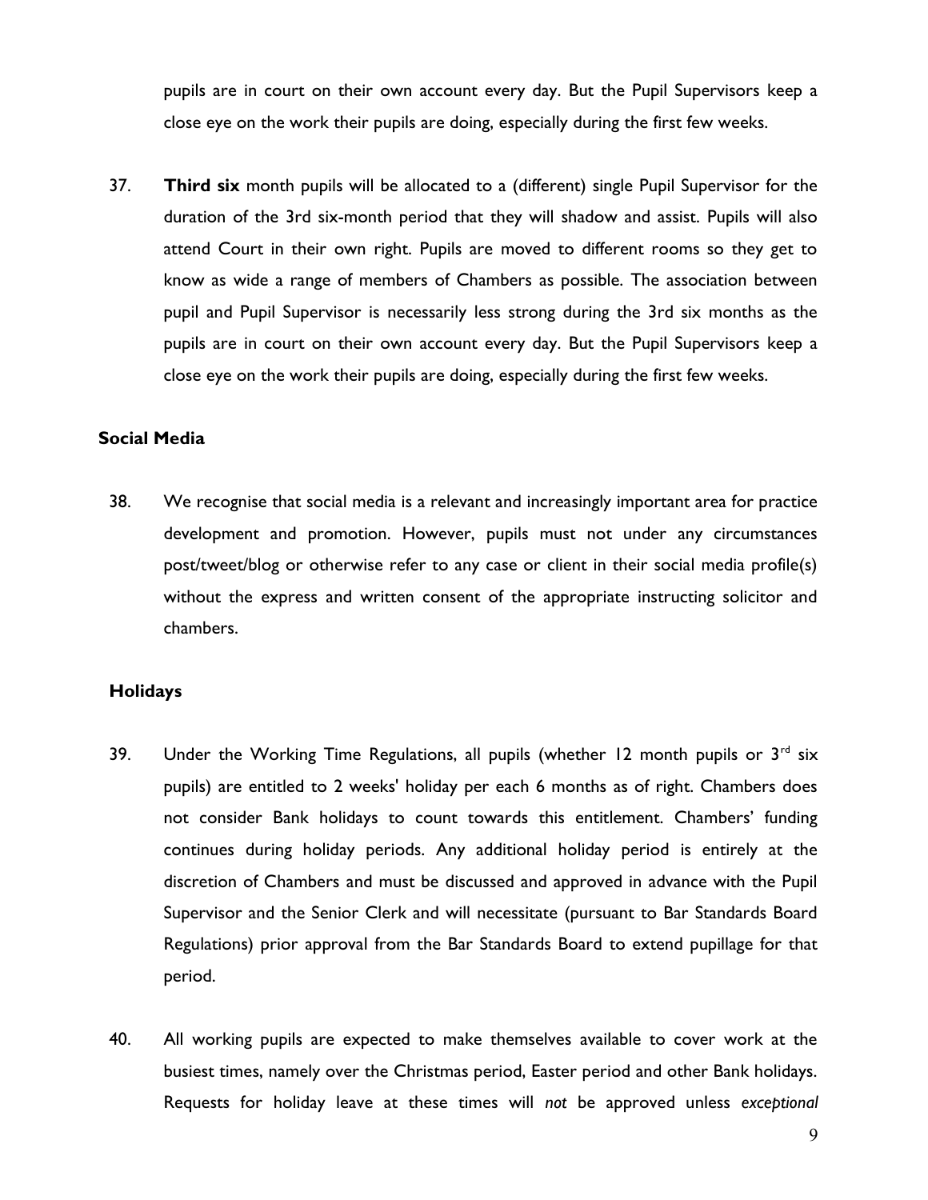pupils are in court on their own account every day. But the Pupil Supervisors keep a close eye on the work their pupils are doing, especially during the first few weeks.

37. **Third six** month pupils will be allocated to a (different) single Pupil Supervisor for the duration of the 3rd six-month period that they will shadow and assist. Pupils will also attend Court in their own right. Pupils are moved to different rooms so they get to know as wide a range of members of Chambers as possible. The association between pupil and Pupil Supervisor is necessarily less strong during the 3rd six months as the pupils are in court on their own account every day. But the Pupil Supervisors keep a close eye on the work their pupils are doing, especially during the first few weeks.

## Social Media

38. We recognise that social media is a relevant and increasingly important area for practice development and promotion. However, pupils must not under any circumstances post/tweet/blog or otherwise refer to any case or client in their social media profile(s) without the express and written consent of the appropriate instructing solicitor and chambers.

## Holidays

39. Under the Working Time Regulations, all pupils (whether 12 month pupils or 3rd six pupils) are entitled to 2 weeks' holiday per each 6 months as of right. Chambers does not consider Bank holidays to count towards this entitlement. Chambers' funding continues during holiday periods. Any additional holiday period is entirely at the discretion of Chambers and must be discussed and approved in advance with the Pupil Supervisor and the Senior Clerk and will necessitate (pursuant to Bar Standards Board Regulations) prior approval from the Bar Standards Board to extend pupillage for that period.

40. All working pupils are expected to make themselves available to cover work at the busiest times, namely over the Christmas period, Easter period and other Bank holidays. Requests for holiday leave at these times will *not* be approved unless *exceptional*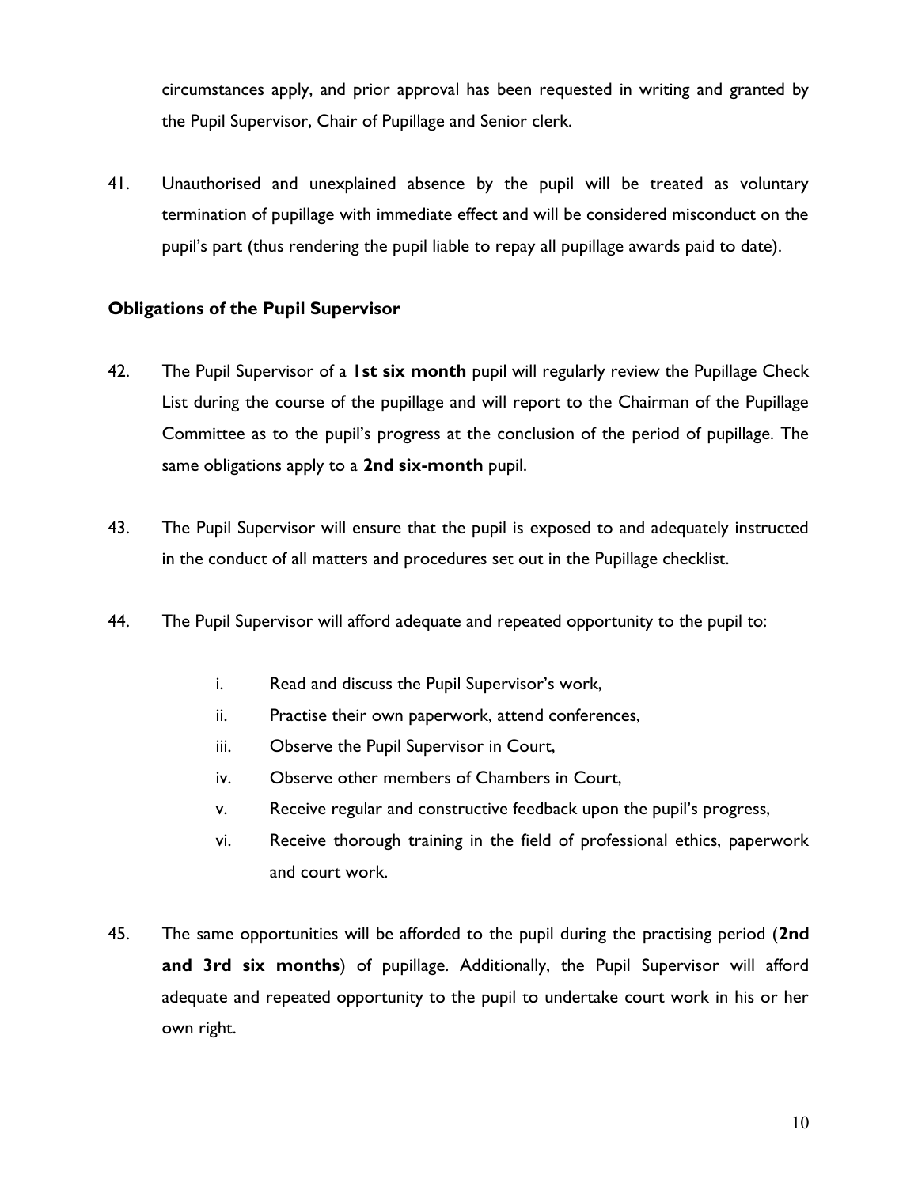circumstances apply, and prior approval has been requested in writing and granted by the Pupil Supervisor, Chair of Pupillage and Senior clerk.

41. Unauthorised and unexplained absence by the pupil will be treated as voluntary termination of pupillage with immediate effect and will be considered misconduct on the pupil's part (thus rendering the pupil liable to repay all pupillage awards paid to date).

**Obligations of the Pupil Supervisor**

42. The Pupil Supervisor of a **1st six month** pupil will regularly review the Pupillage Check List during the course of the pupillage and will report to the Chairman of the Pupillage Committee as to the pupil's progress at the conclusion of the period of pupillage. The same obligations apply to a **2nd six-month** pupil.

43. The Pupil Supervisor will ensure that the pupil is exposed to and adequately instructed in the conduct of all matters and procedures set out in the Pupillage checklist.

44. The Pupil Supervisor will afford adequate and repeated opportunity to the pupil to:

    i. Read and discuss the Pupil Supervisor's work,
    ii. Practise their own paperwork, attend conferences,
    iii. Observe the Pupil Supervisor in Court,
    iv. Observe other members of Chambers in Court,
    v. Receive regular and constructive feedback upon the pupil's progress,
    vi. Receive thorough training in the field of professional ethics, paperwork and court work.

45. The same opportunities will be afforded to the pupil during the practising period (**2nd and 3rd six months**) of pupillage. Additionally, the Pupil Supervisor will afford adequate and repeated opportunity to the pupil to undertake court work in his or her own right.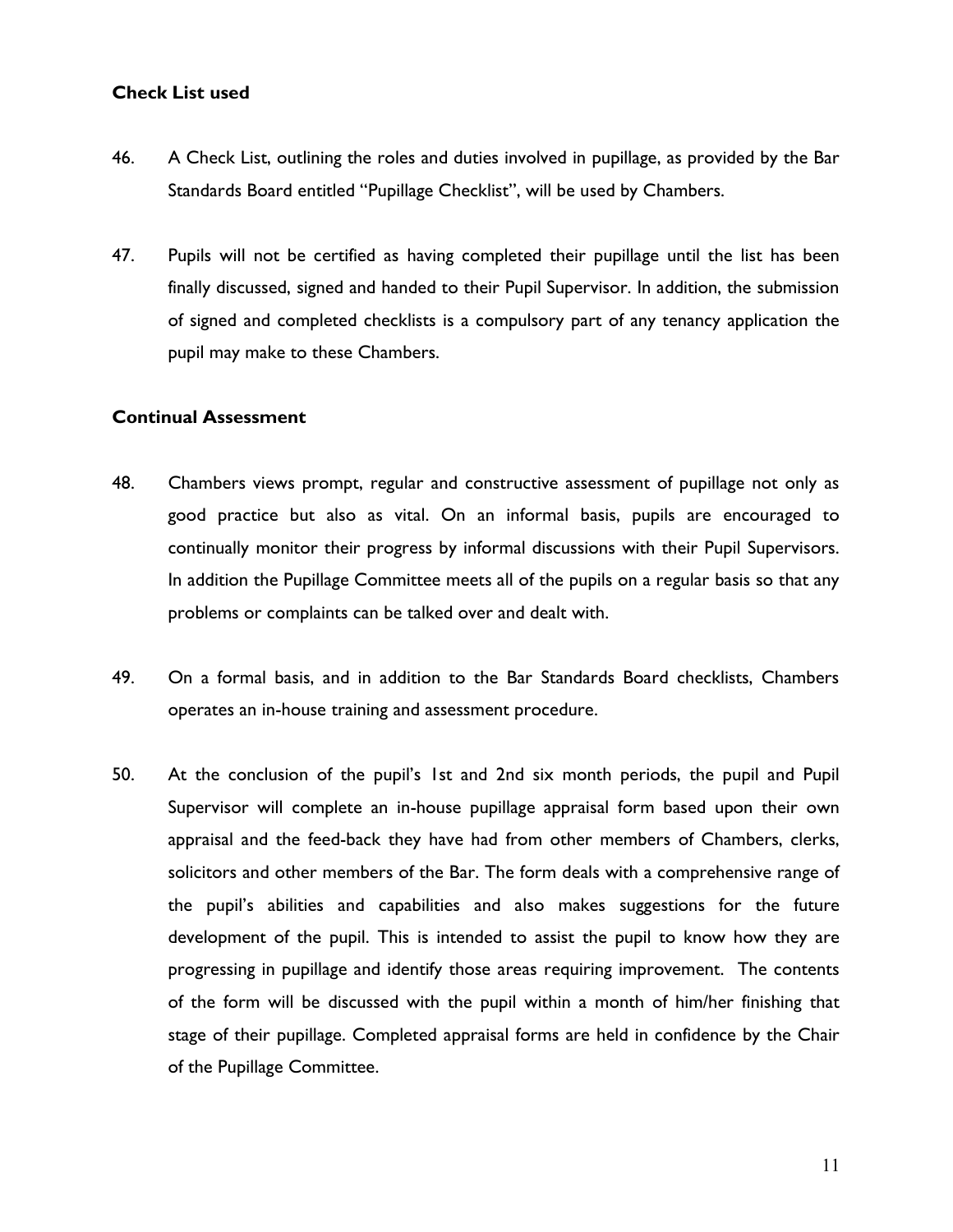**Check List used**

46. A Check List, outlining the roles and duties involved in pupillage, as provided by the Bar Standards Board entitled "Pupillage Checklist", will be used by Chambers.

47. Pupils will not be certified as having completed their pupillage until the list has been finally discussed, signed and handed to their Pupil Supervisor. In addition, the submission of signed and completed checklists is a compulsory part of any tenancy application the pupil may make to these Chambers.

**Continual Assessment**

48. Chambers views prompt, regular and constructive assessment of pupillage not only as good practice but also as vital. On an informal basis, pupils are encouraged to continually monitor their progress by informal discussions with their Pupil Supervisors. In addition the Pupillage Committee meets all of the pupils on a regular basis so that any problems or complaints can be talked over and dealt with.

49. On a formal basis, and in addition to the Bar Standards Board checklists, Chambers operates an in-house training and assessment procedure.

50. At the conclusion of the pupil's 1st and 2nd six month periods, the pupil and Pupil Supervisor will complete an in-house pupillage appraisal form based upon their own appraisal and the feed-back they have had from other members of Chambers, clerks, solicitors and other members of the Bar. The form deals with a comprehensive range of the pupil's abilities and capabilities and also makes suggestions for the future development of the pupil. This is intended to assist the pupil to know how they are progressing in pupillage and identify those areas requiring improvement. The contents of the form will be discussed with the pupil within a month of him/her finishing that stage of their pupillage. Completed appraisal forms are held in confidence by the Chair of the Pupillage Committee.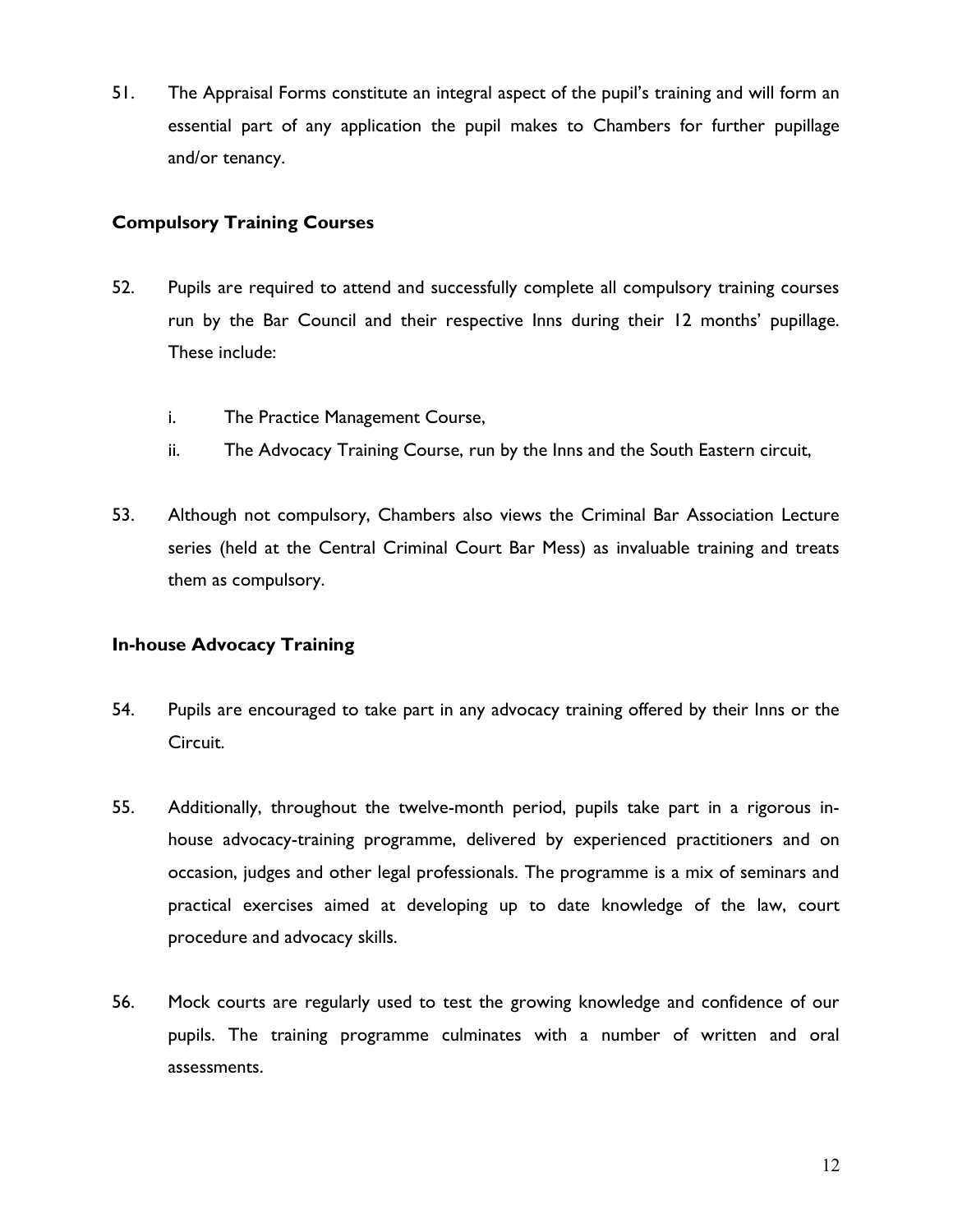51. The Appraisal Forms constitute an integral aspect of the pupil's training and will form an essential part of any application the pupil makes to Chambers for further pupillage and/or tenancy.

### Compulsory Training Courses

52. Pupils are required to attend and successfully complete all compulsory training courses run by the Bar Council and their respective Inns during their 12 months' pupillage. These include:

    i. The Practice Management Course,

    ii. The Advocacy Training Course, run by the Inns and the South Eastern circuit,

53. Although not compulsory, Chambers also views the Criminal Bar Association Lecture series (held at the Central Criminal Court Bar Mess) as invaluable training and treats them as compulsory.

### In-house Advocacy Training

54. Pupils are encouraged to take part in any advocacy training offered by their Inns or the Circuit.

55. Additionally, throughout the twelve-month period, pupils take part in a rigorous in-house advocacy-training programme, delivered by experienced practitioners and on occasion, judges and other legal professionals. The programme is a mix of seminars and practical exercises aimed at developing up to date knowledge of the law, court procedure and advocacy skills.

56. Mock courts are regularly used to test the growing knowledge and confidence of our pupils. The training programme culminates with a number of written and oral assessments.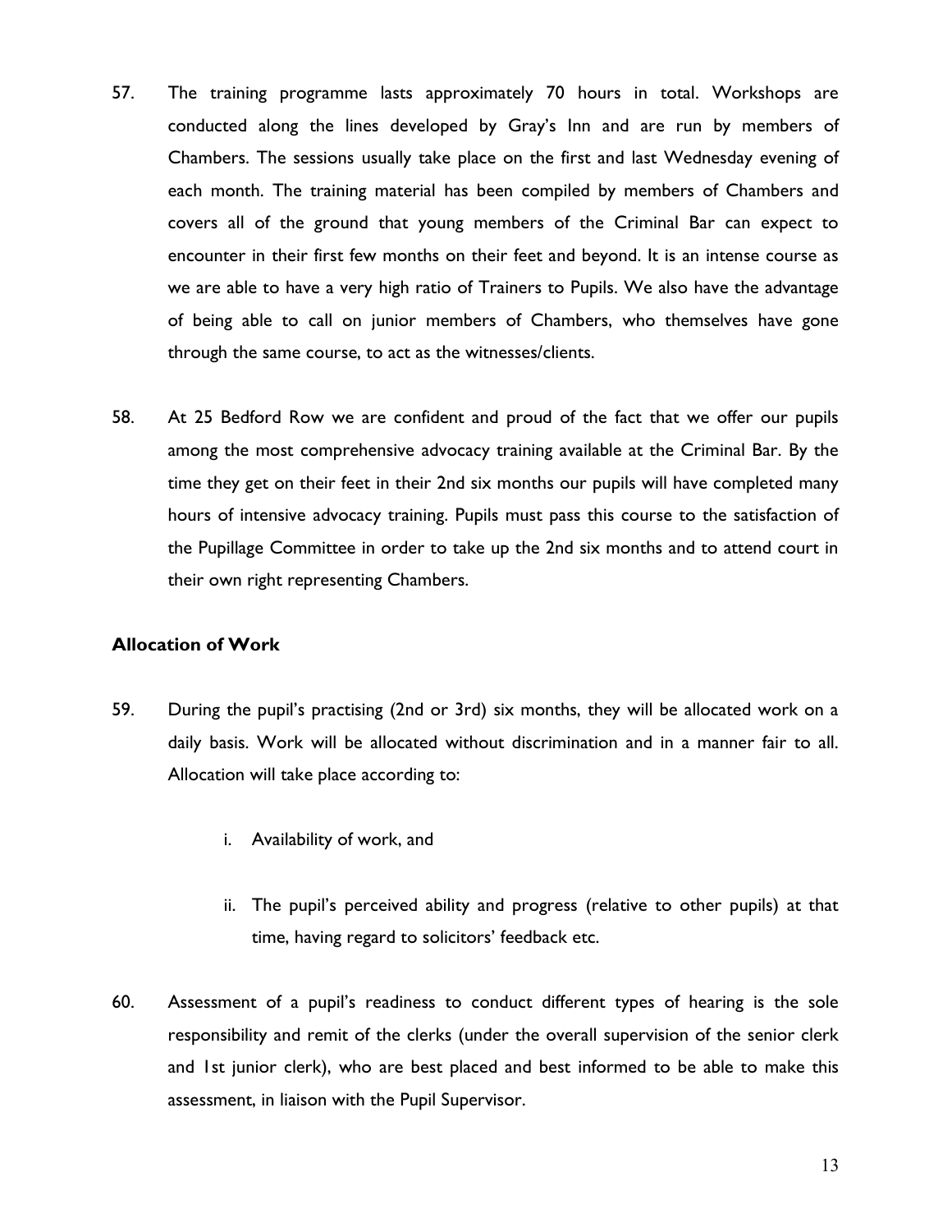57. The training programme lasts approximately 70 hours in total. Workshops are conducted along the lines developed by Gray's Inn and are run by members of Chambers. The sessions usually take place on the first and last Wednesday evening of each month. The training material has been compiled by members of Chambers and covers all of the ground that young members of the Criminal Bar can expect to encounter in their first few months on their feet and beyond. It is an intense course as we are able to have a very high ratio of Trainers to Pupils. We also have the advantage of being able to call on junior members of Chambers, who themselves have gone through the same course, to act as the witnesses/clients.

58. At 25 Bedford Row we are confident and proud of the fact that we offer our pupils among the most comprehensive advocacy training available at the Criminal Bar. By the time they get on their feet in their 2nd six months our pupils will have completed many hours of intensive advocacy training. Pupils must pass this course to the satisfaction of the Pupillage Committee in order to take up the 2nd six months and to attend court in their own right representing Chambers.

**Allocation of Work**

59. During the pupil's practising (2nd or 3rd) six months, they will be allocated work on a daily basis. Work will be allocated without discrimination and in a manner fair to all. Allocation will take place according to:

    i. Availability of work, and

    ii. The pupil's perceived ability and progress (relative to other pupils) at that time, having regard to solicitors' feedback etc.

60. Assessment of a pupil's readiness to conduct different types of hearing is the sole responsibility and remit of the clerks (under the overall supervision of the senior clerk and 1st junior clerk), who are best placed and best informed to be able to make this assessment, in liaison with the Pupil Supervisor.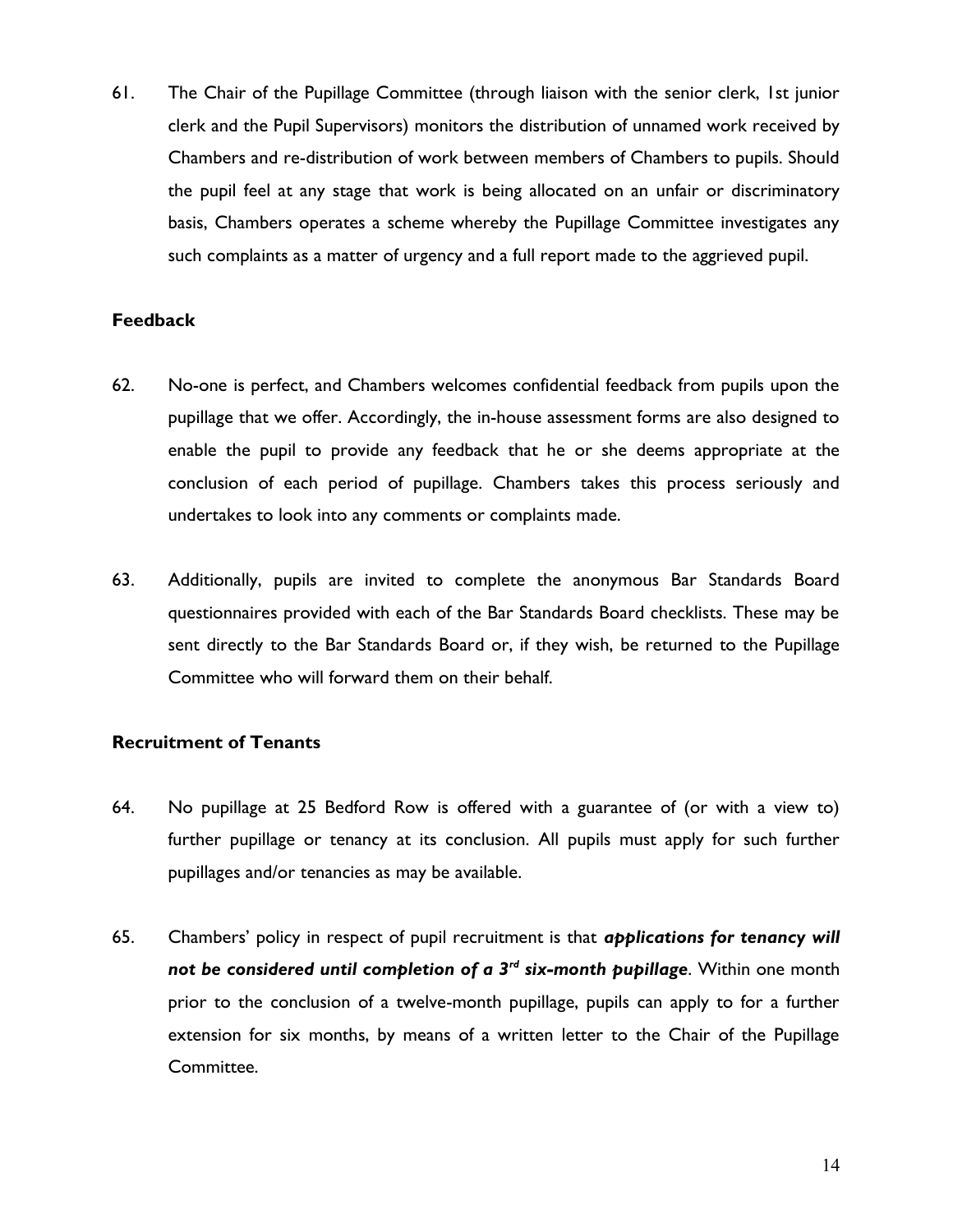61. The Chair of the Pupillage Committee (through liaison with the senior clerk, 1st junior clerk and the Pupil Supervisors) monitors the distribution of unnamed work received by Chambers and re-distribution of work between members of Chambers to pupils. Should the pupil feel at any stage that work is being allocated on an unfair or discriminatory basis, Chambers operates a scheme whereby the Pupillage Committee investigates any such complaints as a matter of urgency and a full report made to the aggrieved pupil.

**Feedback**

62. No-one is perfect, and Chambers welcomes confidential feedback from pupils upon the pupillage that we offer. Accordingly, the in-house assessment forms are also designed to enable the pupil to provide any feedback that he or she deems appropriate at the conclusion of each period of pupillage. Chambers takes this process seriously and undertakes to look into any comments or complaints made.

63. Additionally, pupils are invited to complete the anonymous Bar Standards Board questionnaires provided with each of the Bar Standards Board checklists. These may be sent directly to the Bar Standards Board or, if they wish, be returned to the Pupillage Committee who will forward them on their behalf.

**Recruitment of Tenants**

64. No pupillage at 25 Bedford Row is offered with a guarantee of (or with a view to) further pupillage or tenancy at its conclusion. All pupils must apply for such further pupillages and/or tenancies as may be available.

65. Chambers' policy in respect of pupil recruitment is that ***applications for tenancy will not be considered until completion of a 3rd six-month pupillage***. Within one month prior to the conclusion of a twelve-month pupillage, pupils can apply to for a further extension for six months, by means of a written letter to the Chair of the Pupillage Committee.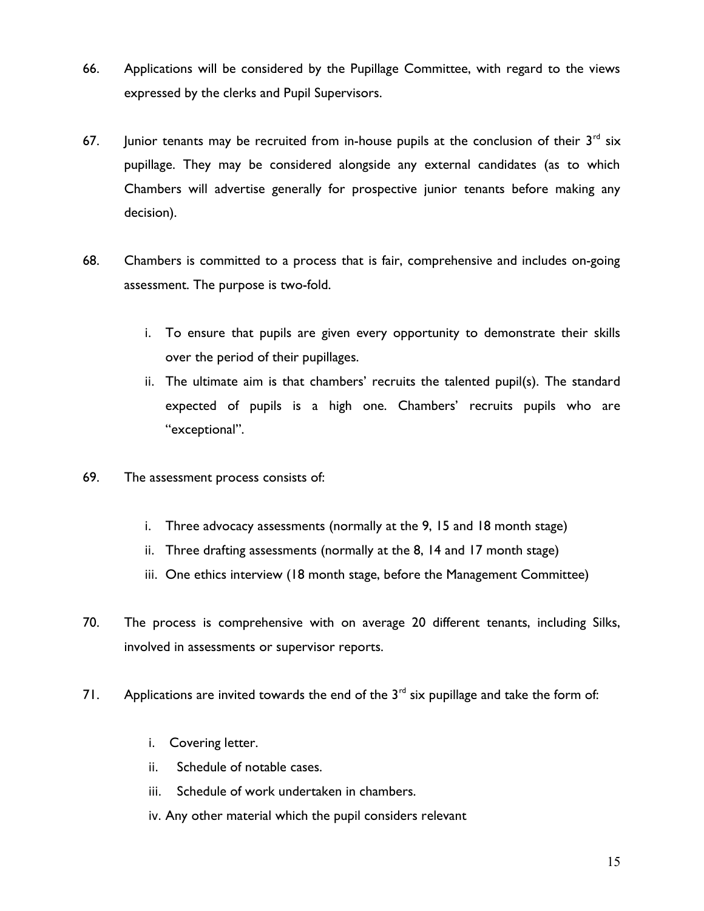66. Applications will be considered by the Pupillage Committee, with regard to the views expressed by the clerks and Pupil Supervisors.

67. Junior tenants may be recruited from in-house pupils at the conclusion of their 3rd six pupillage. They may be considered alongside any external candidates (as to which Chambers will advertise generally for prospective junior tenants before making any decision).

68. Chambers is committed to a process that is fair, comprehensive and includes on-going assessment. The purpose is two-fold.

    i. To ensure that pupils are given every opportunity to demonstrate their skills over the period of their pupillages.
    ii. The ultimate aim is that chambers' recruits the talented pupil(s). The standard expected of pupils is a high one. Chambers' recruits pupils who are "exceptional".

69. The assessment process consists of:

    i. Three advocacy assessments (normally at the 9, 15 and 18 month stage)
    ii. Three drafting assessments (normally at the 8, 14 and 17 month stage)
    iii. One ethics interview (18 month stage, before the Management Committee)

70. The process is comprehensive with on average 20 different tenants, including Silks, involved in assessments or supervisor reports.

71. Applications are invited towards the end of the 3rd six pupillage and take the form of:

    i. Covering letter.
    ii. Schedule of notable cases.
    iii. Schedule of work undertaken in chambers.
    iv. Any other material which the pupil considers relevant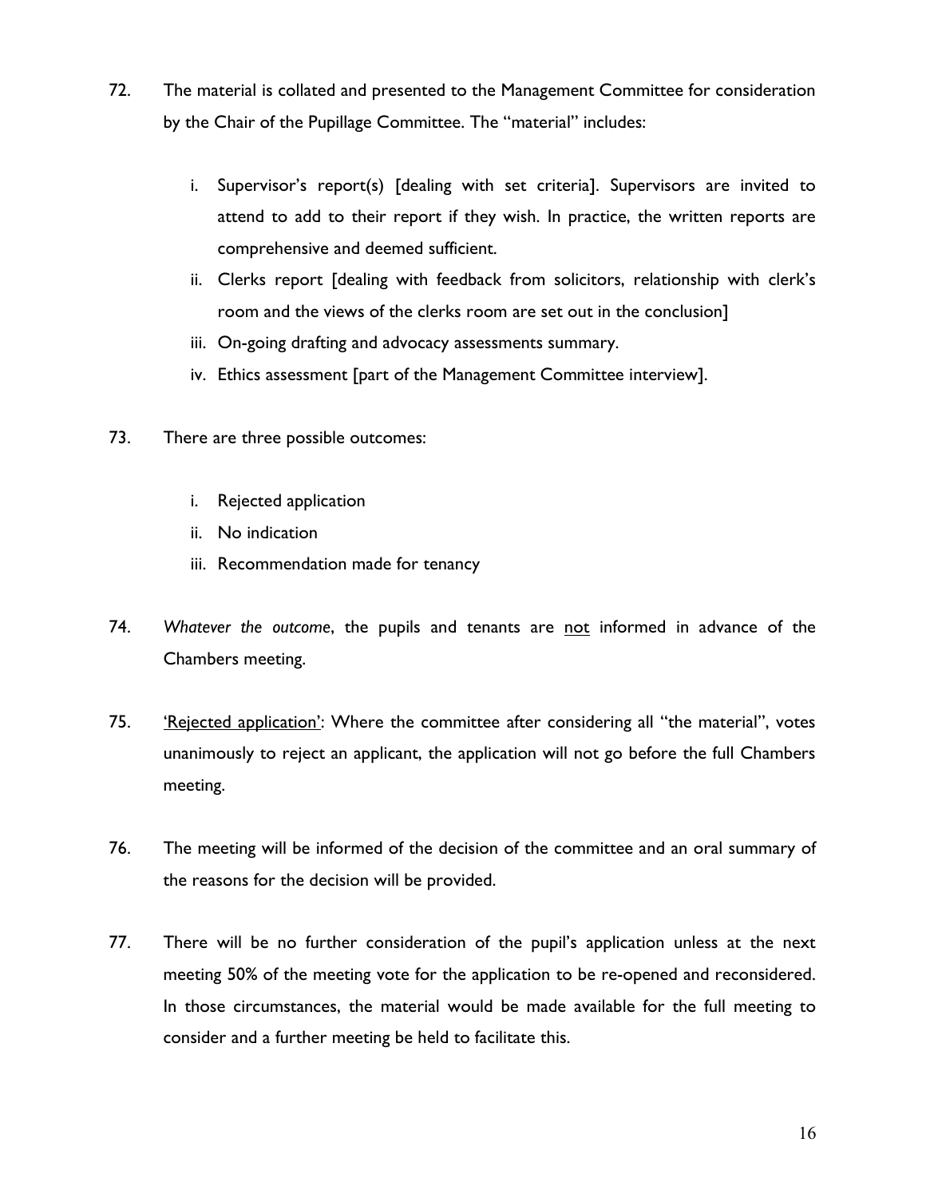72. The material is collated and presented to the Management Committee for consideration by the Chair of the Pupillage Committee. The "material" includes:

    i. Supervisor's report(s) [dealing with set criteria]. Supervisors are invited to attend to add to their report if they wish. In practice, the written reports are comprehensive and deemed sufficient.
    ii. Clerks report [dealing with feedback from solicitors, relationship with clerk's room and the views of the clerks room are set out in the conclusion]
    iii. On-going drafting and advocacy assessments summary.
    iv. Ethics assessment [part of the Management Committee interview].

73. There are three possible outcomes:

    i. Rejected application
    ii. No indication
    iii. Recommendation made for tenancy

74. *Whatever the outcome*, the pupils and tenants are <u>not</u> informed in advance of the Chambers meeting.

75. <u>'Rejected application'</u>: Where the committee after considering all "the material", votes unanimously to reject an applicant, the application will not go before the full Chambers meeting.

76. The meeting will be informed of the decision of the committee and an oral summary of the reasons for the decision will be provided.

77. There will be no further consideration of the pupil's application unless at the next meeting 50% of the meeting vote for the application to be re-opened and reconsidered. In those circumstances, the material would be made available for the full meeting to consider and a further meeting be held to facilitate this.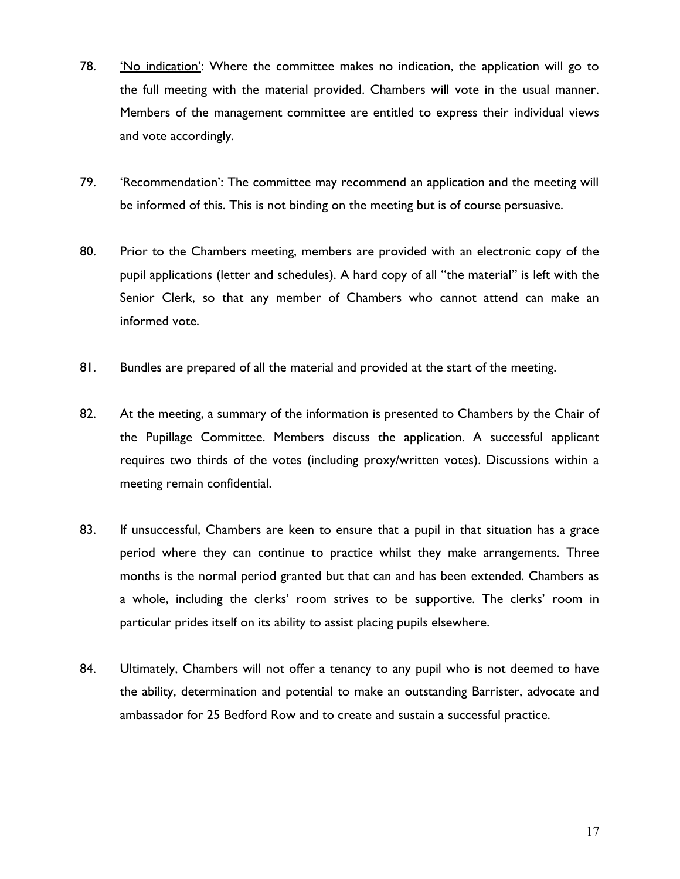78. <u>'No indication'</u>: Where the committee makes no indication, the application will go to the full meeting with the material provided. Chambers will vote in the usual manner. Members of the management committee are entitled to express their individual views and vote accordingly.

79. <u>'Recommendation'</u>: The committee may recommend an application and the meeting will be informed of this. This is not binding on the meeting but is of course persuasive.

80. Prior to the Chambers meeting, members are provided with an electronic copy of the pupil applications (letter and schedules). A hard copy of all "the material" is left with the Senior Clerk, so that any member of Chambers who cannot attend can make an informed vote.

81. Bundles are prepared of all the material and provided at the start of the meeting.

82. At the meeting, a summary of the information is presented to Chambers by the Chair of the Pupillage Committee. Members discuss the application. A successful applicant requires two thirds of the votes (including proxy/written votes). Discussions within a meeting remain confidential.

83. If unsuccessful, Chambers are keen to ensure that a pupil in that situation has a grace period where they can continue to practice whilst they make arrangements. Three months is the normal period granted but that can and has been extended. Chambers as a whole, including the clerks' room strives to be supportive. The clerks' room in particular prides itself on its ability to assist placing pupils elsewhere.

84. Ultimately, Chambers will not offer a tenancy to any pupil who is not deemed to have the ability, determination and potential to make an outstanding Barrister, advocate and ambassador for 25 Bedford Row and to create and sustain a successful practice.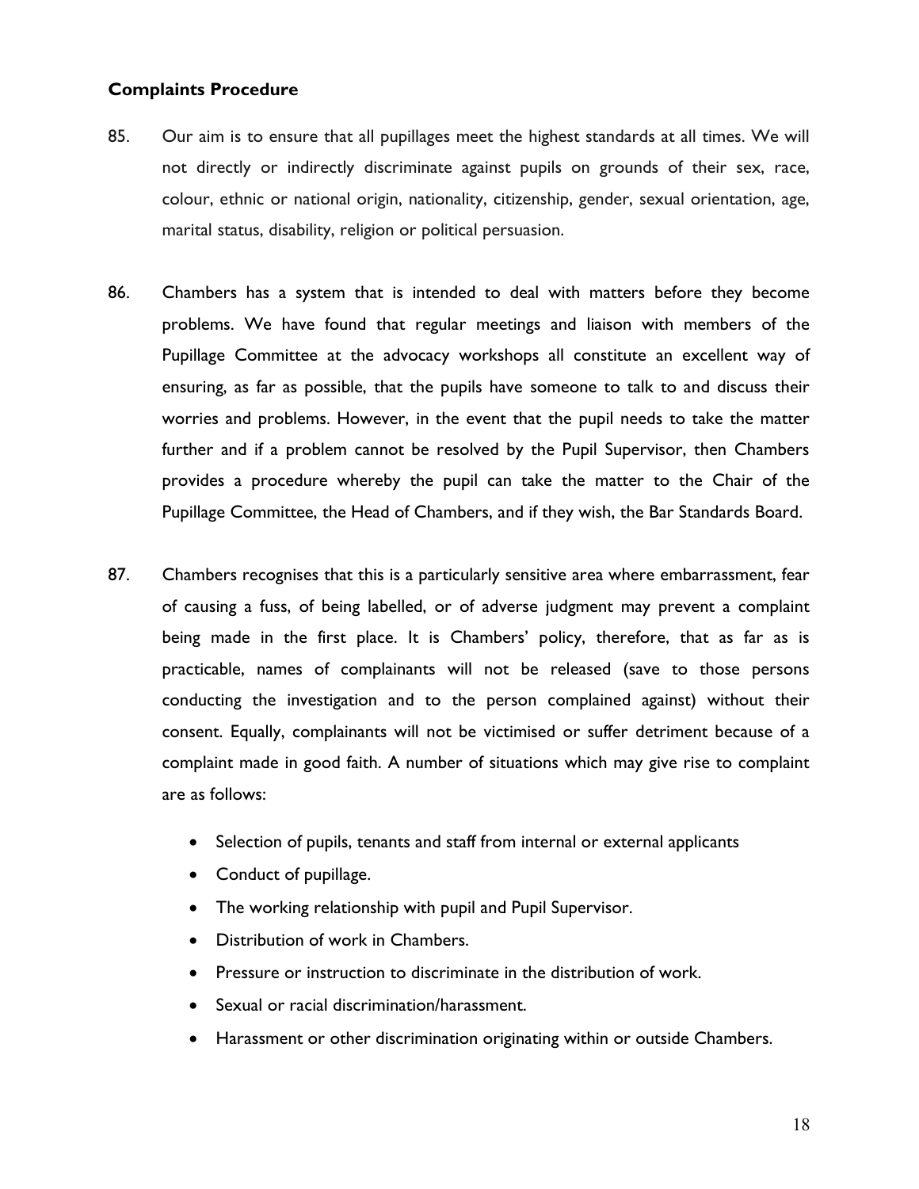## Complaints Procedure

85. Our aim is to ensure that all pupillages meet the highest standards at all times. We will not directly or indirectly discriminate against pupils on grounds of their sex, race, colour, ethnic or national origin, nationality, citizenship, gender, sexual orientation, age, marital status, disability, religion or political persuasion.

86. Chambers has a system that is intended to deal with matters before they become problems. We have found that regular meetings and liaison with members of the Pupillage Committee at the advocacy workshops all constitute an excellent way of ensuring, as far as possible, that the pupils have someone to talk to and discuss their worries and problems. However, in the event that the pupil needs to take the matter further and if a problem cannot be resolved by the Pupil Supervisor, then Chambers provides a procedure whereby the pupil can take the matter to the Chair of the Pupillage Committee, the Head of Chambers, and if they wish, the Bar Standards Board.

87. Chambers recognises that this is a particularly sensitive area where embarrassment, fear of causing a fuss, of being labelled, or of adverse judgment may prevent a complaint being made in the first place. It is Chambers' policy, therefore, that as far as is practicable, names of complainants will not be released (save to those persons conducting the investigation and to the person complained against) without their consent. Equally, complainants will not be victimised or suffer detriment because of a complaint made in good faith. A number of situations which may give rise to complaint are as follows:

- Selection of pupils, tenants and staff from internal or external applicants
- Conduct of pupillage.
- The working relationship with pupil and Pupil Supervisor.
- Distribution of work in Chambers.
- Pressure or instruction to discriminate in the distribution of work.
- Sexual or racial discrimination/harassment.
- Harassment or other discrimination originating within or outside Chambers.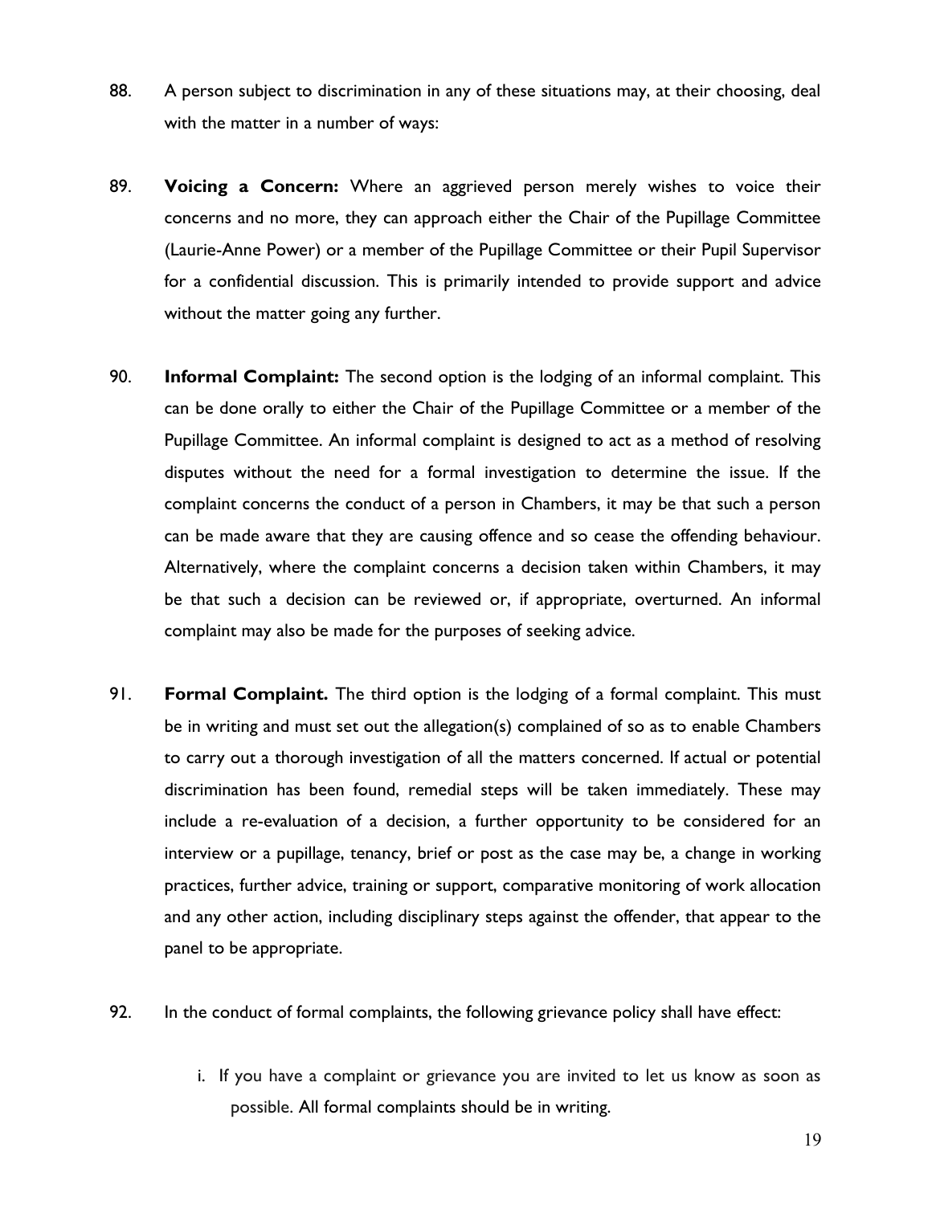88. A person subject to discrimination in any of these situations may, at their choosing, deal with the matter in a number of ways:

89. **Voicing a Concern:** Where an aggrieved person merely wishes to voice their concerns and no more, they can approach either the Chair of the Pupillage Committee (Laurie-Anne Power) or a member of the Pupillage Committee or their Pupil Supervisor for a confidential discussion. This is primarily intended to provide support and advice without the matter going any further.

90. **Informal Complaint:** The second option is the lodging of an informal complaint. This can be done orally to either the Chair of the Pupillage Committee or a member of the Pupillage Committee. An informal complaint is designed to act as a method of resolving disputes without the need for a formal investigation to determine the issue. If the complaint concerns the conduct of a person in Chambers, it may be that such a person can be made aware that they are causing offence and so cease the offending behaviour. Alternatively, where the complaint concerns a decision taken within Chambers, it may be that such a decision can be reviewed or, if appropriate, overturned. An informal complaint may also be made for the purposes of seeking advice.

91. **Formal Complaint.** The third option is the lodging of a formal complaint. This must be in writing and must set out the allegation(s) complained of so as to enable Chambers to carry out a thorough investigation of all the matters concerned. If actual or potential discrimination has been found, remedial steps will be taken immediately. These may include a re-evaluation of a decision, a further opportunity to be considered for an interview or a pupillage, tenancy, brief or post as the case may be, a change in working practices, further advice, training or support, comparative monitoring of work allocation and any other action, including disciplinary steps against the offender, that appear to the panel to be appropriate.

92. In the conduct of formal complaints, the following grievance policy shall have effect:

    i. If you have a complaint or grievance you are invited to let us know as soon as possible. All formal complaints should be in writing.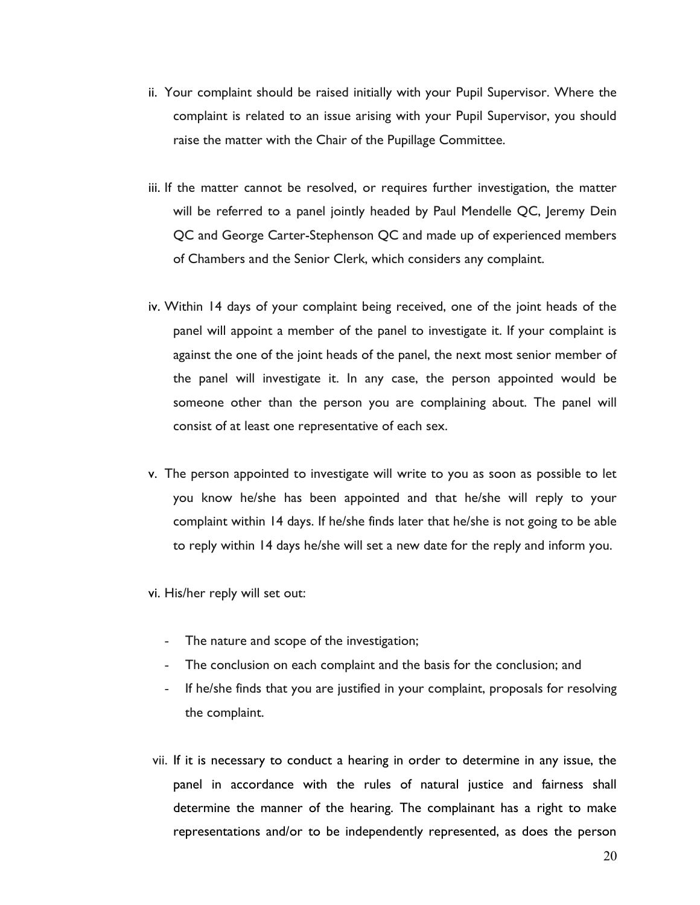ii. Your complaint should be raised initially with your Pupil Supervisor. Where the complaint is related to an issue arising with your Pupil Supervisor, you should raise the matter with the Chair of the Pupillage Committee.

iii. If the matter cannot be resolved, or requires further investigation, the matter will be referred to a panel jointly headed by Paul Mendelle QC, Jeremy Dein QC and George Carter-Stephenson QC and made up of experienced members of Chambers and the Senior Clerk, which considers any complaint.

iv. Within 14 days of your complaint being received, one of the joint heads of the panel will appoint a member of the panel to investigate it. If your complaint is against the one of the joint heads of the panel, the next most senior member of the panel will investigate it. In any case, the person appointed would be someone other than the person you are complaining about. The panel will consist of at least one representative of each sex.

v. The person appointed to investigate will write to you as soon as possible to let you know he/she has been appointed and that he/she will reply to your complaint within 14 days. If he/she finds later that he/she is not going to be able to reply within 14 days he/she will set a new date for the reply and inform you.

vi. His/her reply will set out:

- The nature and scope of the investigation;
- The conclusion on each complaint and the basis for the conclusion; and
- If he/she finds that you are justified in your complaint, proposals for resolving the complaint.

vii. If it is necessary to conduct a hearing in order to determine in any issue, the panel in accordance with the rules of natural justice and fairness shall determine the manner of the hearing. The complainant has a right to make representations and/or to be independently represented, as does the person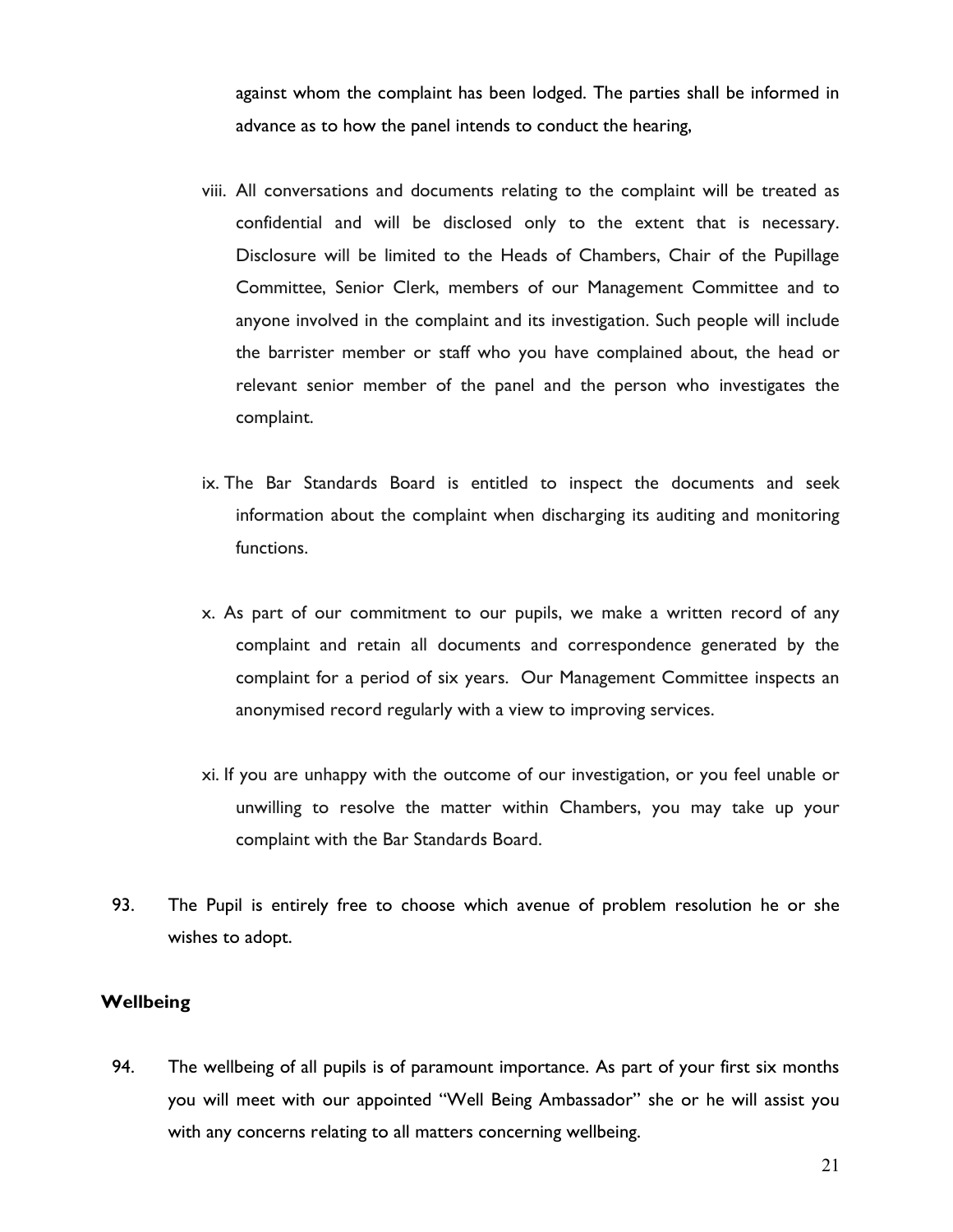against whom the complaint has been lodged. The parties shall be informed in advance as to how the panel intends to conduct the hearing,

viii. All conversations and documents relating to the complaint will be treated as confidential and will be disclosed only to the extent that is necessary. Disclosure will be limited to the Heads of Chambers, Chair of the Pupillage Committee, Senior Clerk, members of our Management Committee and to anyone involved in the complaint and its investigation. Such people will include the barrister member or staff who you have complained about, the head or relevant senior member of the panel and the person who investigates the complaint.

ix. The Bar Standards Board is entitled to inspect the documents and seek information about the complaint when discharging its auditing and monitoring functions.

x. As part of our commitment to our pupils, we make a written record of any complaint and retain all documents and correspondence generated by the complaint for a period of six years. Our Management Committee inspects an anonymised record regularly with a view to improving services.

xi. If you are unhappy with the outcome of our investigation, or you feel unable or unwilling to resolve the matter within Chambers, you may take up your complaint with the Bar Standards Board.

93. The Pupil is entirely free to choose which avenue of problem resolution he or she wishes to adopt.

**Wellbeing**

94. The wellbeing of all pupils is of paramount importance. As part of your first six months you will meet with our appointed "Well Being Ambassador" she or he will assist you with any concerns relating to all matters concerning wellbeing.